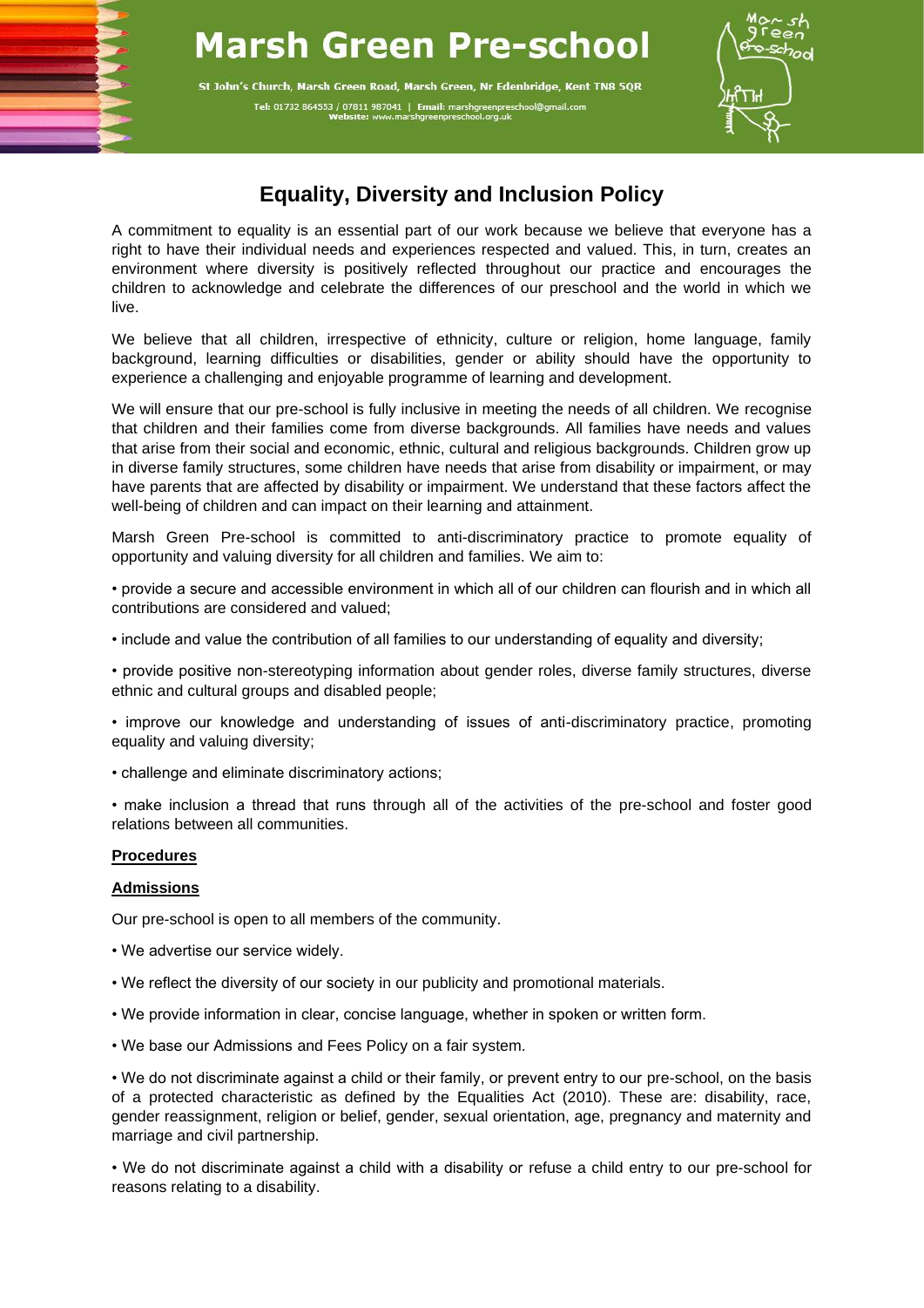# Marsh Green Pre-school

St John's Church, Marsh Green Road, Marsh Green, Nr Edenbridge, Kent TN8 5QR

Tel: 01732 864553 / 07811 987041 | Email: marshgreenpreschool@gmail.com
Website: www.marshgreenpreschool.org.uk

## Equality, Diversity and Inclusion Policy

A commitment to equality is an essential part of our work because we believe that everyone has a right to have their individual needs and experiences respected and valued. This, in turn, creates an environment where diversity is positively reflected throughout our practice and encourages the children to acknowledge and celebrate the differences of our preschool and the world in which we live.

We believe that all children, irrespective of ethnicity, culture or religion, home language, family background, learning difficulties or disabilities, gender or ability should have the opportunity to experience a challenging and enjoyable programme of learning and development.

We will ensure that our pre-school is fully inclusive in meeting the needs of all children. We recognise that children and their families come from diverse backgrounds. All families have needs and values that arise from their social and economic, ethnic, cultural and religious backgrounds. Children grow up in diverse family structures, some children have needs that arise from disability or impairment, or may have parents that are affected by disability or impairment. We understand that these factors affect the well-being of children and can impact on their learning and attainment.

Marsh Green Pre-school is committed to anti-discriminatory practice to promote equality of opportunity and valuing diversity for all children and families. We aim to:

- provide a secure and accessible environment in which all of our children can flourish and in which all contributions are considered and valued;
- include and value the contribution of all families to our understanding of equality and diversity;
- provide positive non-stereotyping information about gender roles, diverse family structures, diverse ethnic and cultural groups and disabled people;
- improve our knowledge and understanding of issues of anti-discriminatory practice, promoting equality and valuing diversity;
- challenge and eliminate discriminatory actions;
- make inclusion a thread that runs through all of the activities of the pre-school and foster good relations between all communities.

**Procedures**

**Admissions**

Our pre-school is open to all members of the community.

- We advertise our service widely.
- We reflect the diversity of our society in our publicity and promotional materials.
- We provide information in clear, concise language, whether in spoken or written form.
- We base our Admissions and Fees Policy on a fair system.
- We do not discriminate against a child or their family, or prevent entry to our pre-school, on the basis of a protected characteristic as defined by the Equalities Act (2010). These are: disability, race, gender reassignment, religion or belief, gender, sexual orientation, age, pregnancy and maternity and marriage and civil partnership.
- We do not discriminate against a child with a disability or refuse a child entry to our pre-school for reasons relating to a disability.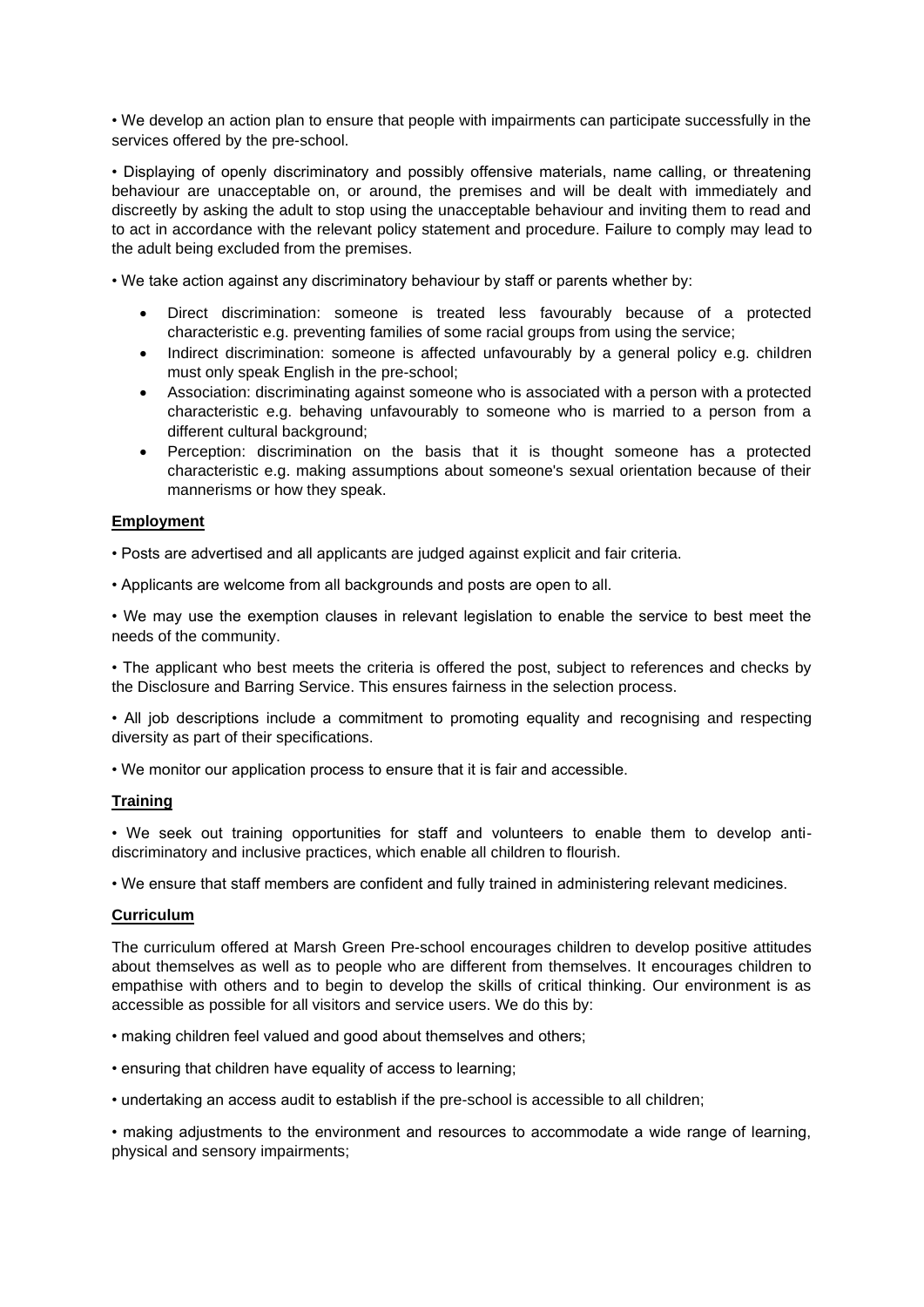• We develop an action plan to ensure that people with impairments can participate successfully in the services offered by the pre-school.

• Displaying of openly discriminatory and possibly offensive materials, name calling, or threatening behaviour are unacceptable on, or around, the premises and will be dealt with immediately and discreetly by asking the adult to stop using the unacceptable behaviour and inviting them to read and to act in accordance with the relevant policy statement and procedure. Failure to comply may lead to the adult being excluded from the premises.

• We take action against any discriminatory behaviour by staff or parents whether by:

- Direct discrimination: someone is treated less favourably because of a protected characteristic e.g. preventing families of some racial groups from using the service;
- Indirect discrimination: someone is affected unfavourably by a general policy e.g. children must only speak English in the pre-school;
- Association: discriminating against someone who is associated with a person with a protected characteristic e.g. behaving unfavourably to someone who is married to a person from a different cultural background;
- Perception: discrimination on the basis that it is thought someone has a protected characteristic e.g. making assumptions about someone's sexual orientation because of their mannerisms or how they speak.

**Employment**

• Posts are advertised and all applicants are judged against explicit and fair criteria.

• Applicants are welcome from all backgrounds and posts are open to all.

• We may use the exemption clauses in relevant legislation to enable the service to best meet the needs of the community.

• The applicant who best meets the criteria is offered the post, subject to references and checks by the Disclosure and Barring Service. This ensures fairness in the selection process.

• All job descriptions include a commitment to promoting equality and recognising and respecting diversity as part of their specifications.

• We monitor our application process to ensure that it is fair and accessible.

**Training**

• We seek out training opportunities for staff and volunteers to enable them to develop anti-discriminatory and inclusive practices, which enable all children to flourish.

• We ensure that staff members are confident and fully trained in administering relevant medicines.

**Curriculum**

The curriculum offered at Marsh Green Pre-school encourages children to develop positive attitudes about themselves as well as to people who are different from themselves. It encourages children to empathise with others and to begin to develop the skills of critical thinking. Our environment is as accessible as possible for all visitors and service users. We do this by:

• making children feel valued and good about themselves and others;

• ensuring that children have equality of access to learning;

• undertaking an access audit to establish if the pre-school is accessible to all children;

• making adjustments to the environment and resources to accommodate a wide range of learning, physical and sensory impairments;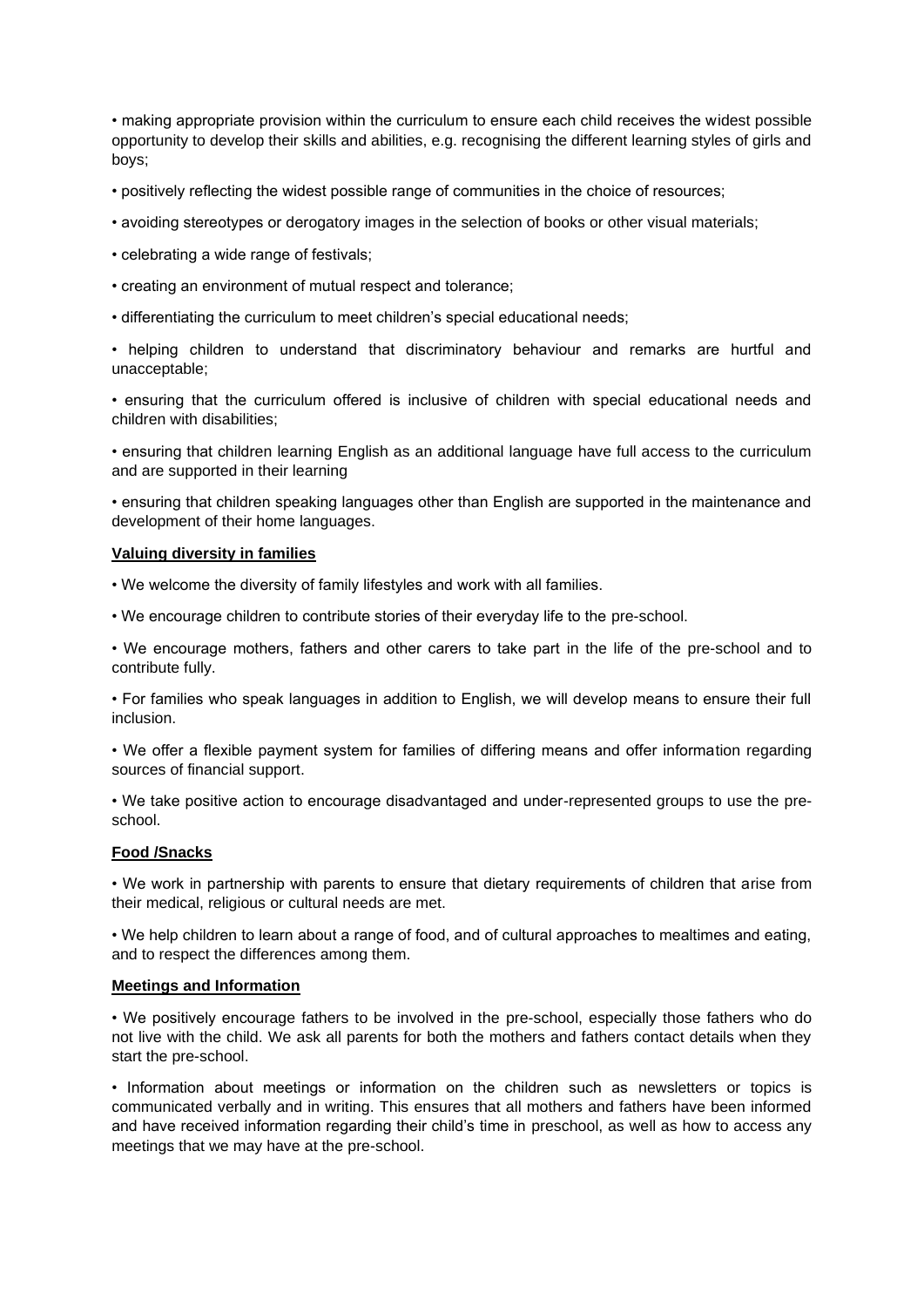- making appropriate provision within the curriculum to ensure each child receives the widest possible opportunity to develop their skills and abilities, e.g. recognising the different learning styles of girls and boys;
- positively reflecting the widest possible range of communities in the choice of resources;
- avoiding stereotypes or derogatory images in the selection of books or other visual materials;
- celebrating a wide range of festivals;
- creating an environment of mutual respect and tolerance;
- differentiating the curriculum to meet children's special educational needs;
- helping children to understand that discriminatory behaviour and remarks are hurtful and unacceptable;
- ensuring that the curriculum offered is inclusive of children with special educational needs and children with disabilities;
- ensuring that children learning English as an additional language have full access to the curriculum and are supported in their learning
- ensuring that children speaking languages other than English are supported in the maintenance and development of their home languages.

**Valuing diversity in families**

- We welcome the diversity of family lifestyles and work with all families.
- We encourage children to contribute stories of their everyday life to the pre-school.
- We encourage mothers, fathers and other carers to take part in the life of the pre-school and to contribute fully.
- For families who speak languages in addition to English, we will develop means to ensure their full inclusion.
- We offer a flexible payment system for families of differing means and offer information regarding sources of financial support.
- We take positive action to encourage disadvantaged and under-represented groups to use the pre-school.

**Food /Snacks**

- We work in partnership with parents to ensure that dietary requirements of children that arise from their medical, religious or cultural needs are met.
- We help children to learn about a range of food, and of cultural approaches to mealtimes and eating, and to respect the differences among them.

**Meetings and Information**

- We positively encourage fathers to be involved in the pre-school, especially those fathers who do not live with the child. We ask all parents for both the mothers and fathers contact details when they start the pre-school.
- Information about meetings or information on the children such as newsletters or topics is communicated verbally and in writing. This ensures that all mothers and fathers have been informed and have received information regarding their child's time in preschool, as well as how to access any meetings that we may have at the pre-school.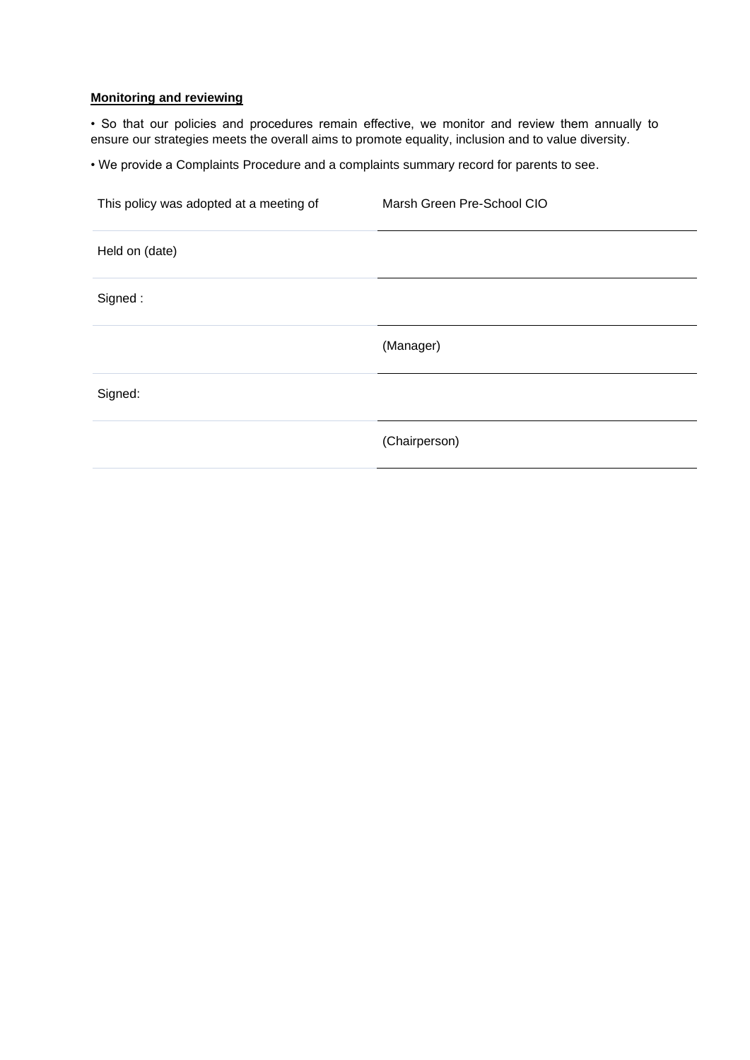**Monitoring and reviewing**

• So that our policies and procedures remain effective, we monitor and review them annually to ensure our strategies meets the overall aims to promote equality, inclusion and to value diversity.

• We provide a Complaints Procedure and a complaints summary record for parents to see.

| | |
|---|---|
| This policy was adopted at a meeting of | Marsh Green Pre-School CIO |
| Held on (date) | |
| Signed : | |
| | (Manager) |
| Signed: | |
| | (Chairperson) |